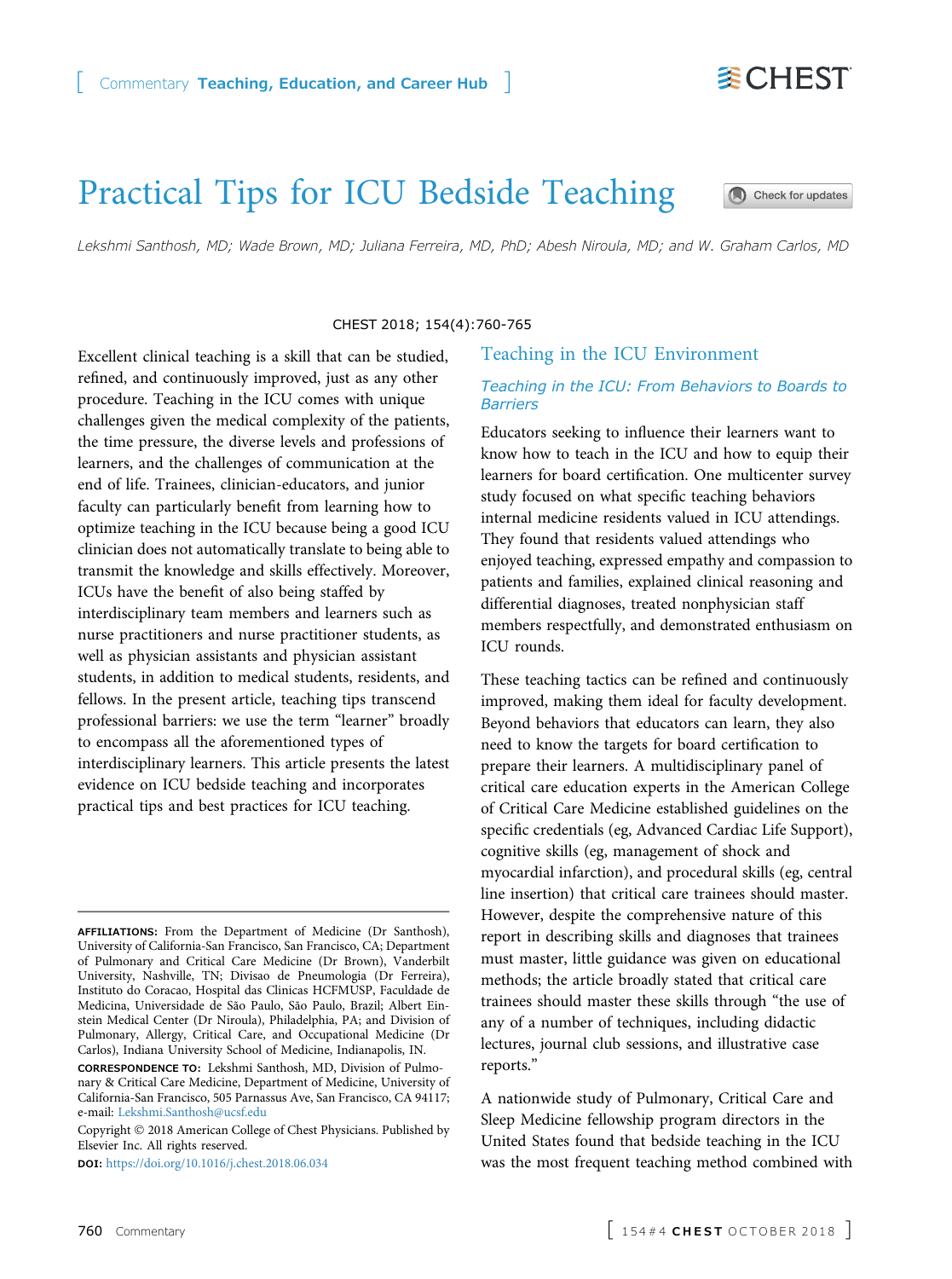Commentary Teaching, Education, and Career Hub

# Practical Tips for ICU Bedside Teaching

*Lekshmi Santhosh, MD; Wade Brown, MD; Juliana Ferreira, MD, PhD; Abesh Niroula, MD; and W. Graham Carlos, MD*

CHEST 2018; 154(4):760-765

Excellent clinical teaching is a skill that can be studied, refined, and continuously improved, just as any other procedure. Teaching in the ICU comes with unique challenges given the medical complexity of the patients, the time pressure, the diverse levels and professions of learners, and the challenges of communication at the end of life. Trainees, clinician-educators, and junior faculty can particularly benefit from learning how to optimize teaching in the ICU because being a good ICU clinician does not automatically translate to being able to transmit the knowledge and skills effectively. Moreover, ICUs have the benefit of also being staffed by interdisciplinary team members and learners such as nurse practitioners and nurse practitioner students, as well as physician assistants and physician assistant students, in addition to medical students, residents, and fellows. In the present article, teaching tips transcend professional barriers: we use the term "learner" broadly to encompass all the aforementioned types of interdisciplinary learners. This article presents the latest evidence on ICU bedside teaching and incorporates practical tips and best practices for ICU teaching.

**AFFILIATIONS:** From the Department of Medicine (Dr Santhosh), University of California-San Francisco, San Francisco, CA; Department of Pulmonary and Critical Care Medicine (Dr Brown), Vanderbilt University, Nashville, TN; Divisao de Pneumologia (Dr Ferreira), Instituto do Coracao, Hospital das Clinicas HCFMUSP, Faculdade de Medicina, Universidade de São Paulo, São Paulo, Brazil; Albert Einstein Medical Center (Dr Niroula), Philadelphia, PA; and Division of Pulmonary, Allergy, Critical Care, and Occupational Medicine (Dr Carlos), Indiana University School of Medicine, Indianapolis, IN.

**CORRESPONDENCE TO:** Lekshmi Santhosh, MD, Division of Pulmonary & Critical Care Medicine, Department of Medicine, University of California-San Francisco, 505 Parnassus Ave, San Francisco, CA 94117; e-mail: Lekshmi.Santhosh@ucsf.edu

Copyright © 2018 American College of Chest Physicians. Published by Elsevier Inc. All rights reserved.

**DOI:** https://doi.org/10.1016/j.chest.2018.06.034

## Teaching in the ICU Environment

### *Teaching in the ICU: From Behaviors to Boards to Barriers*

Educators seeking to influence their learners want to know how to teach in the ICU and how to equip their learners for board certification. One multicenter survey study focused on what specific teaching behaviors internal medicine residents valued in ICU attendings. They found that residents valued attendings who enjoyed teaching, expressed empathy and compassion to patients and families, explained clinical reasoning and differential diagnoses, treated nonphysician staff members respectfully, and demonstrated enthusiasm on ICU rounds.

These teaching tactics can be refined and continuously improved, making them ideal for faculty development. Beyond behaviors that educators can learn, they also need to know the targets for board certification to prepare their learners. A multidisciplinary panel of critical care education experts in the American College of Critical Care Medicine established guidelines on the specific credentials (eg, Advanced Cardiac Life Support), cognitive skills (eg, management of shock and myocardial infarction), and procedural skills (eg, central line insertion) that critical care trainees should master. However, despite the comprehensive nature of this report in describing skills and diagnoses that trainees must master, little guidance was given on educational methods; the article broadly stated that critical care trainees should master these skills through "the use of any of a number of techniques, including didactic lectures, journal club sessions, and illustrative case reports."

A nationwide study of Pulmonary, Critical Care and Sleep Medicine fellowship program directors in the United States found that bedside teaching in the ICU was the most frequent teaching method combined with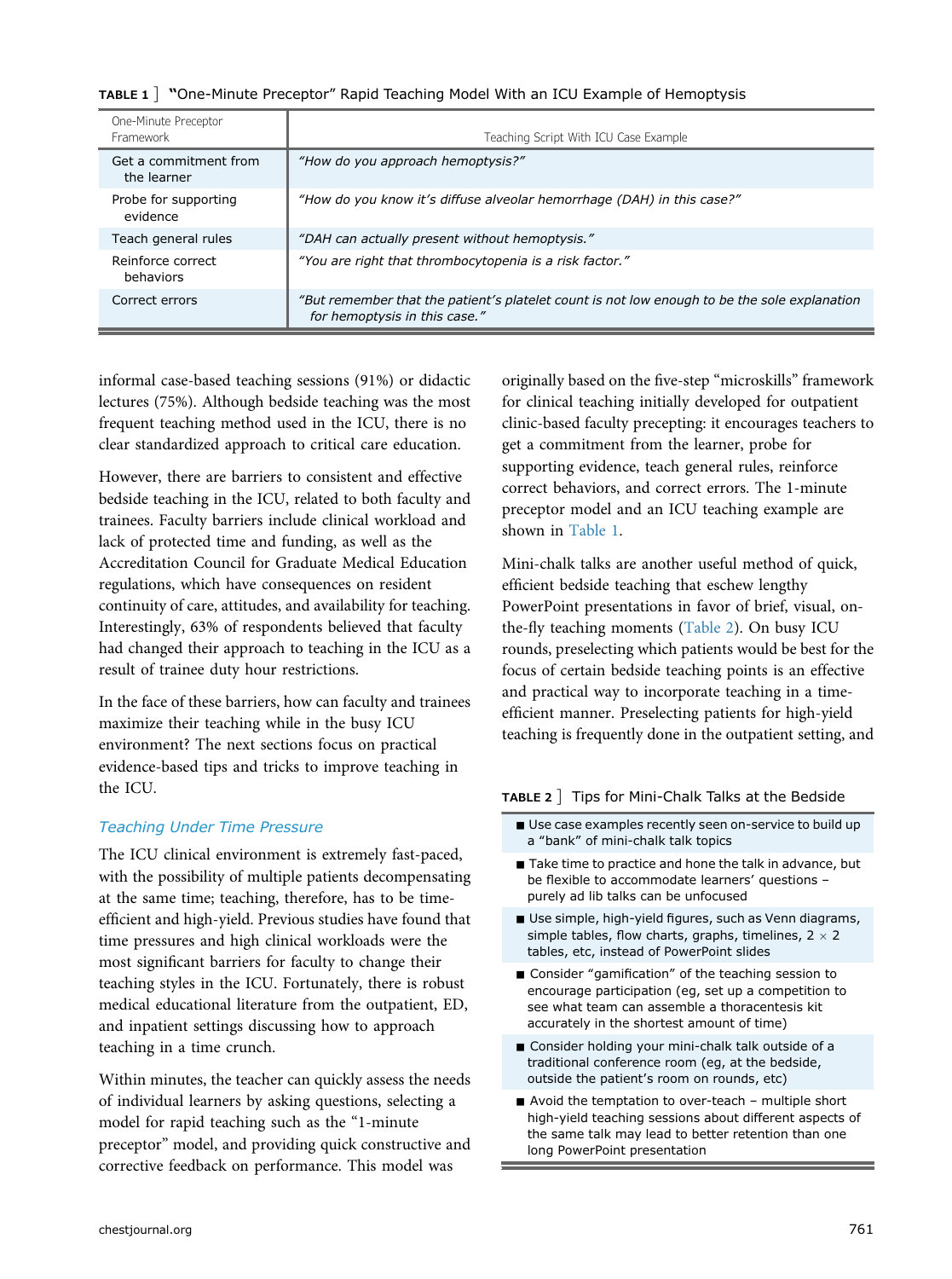**TABLE 1 ]** "One-Minute Preceptor" Rapid Teaching Model With an ICU Example of Hemoptysis

| One-Minute Preceptor Framework | Teaching Script With ICU Case Example |
|---|---|
| Get a commitment from the learner | *"How do you approach hemoptysis?"* |
| Probe for supporting evidence | *"How do you know it's diffuse alveolar hemorrhage (DAH) in this case?"* |
| Teach general rules | *"DAH can actually present without hemoptysis."* |
| Reinforce correct behaviors | *"You are right that thrombocytopenia is a risk factor."* |
| Correct errors | *"But remember that the patient's platelet count is not low enough to be the sole explanation for hemoptysis in this case."* |

informal case-based teaching sessions (91%) or didactic lectures (75%). Although bedside teaching was the most frequent teaching method used in the ICU, there is no clear standardized approach to critical care education.

However, there are barriers to consistent and effective bedside teaching in the ICU, related to both faculty and trainees. Faculty barriers include clinical workload and lack of protected time and funding, as well as the Accreditation Council for Graduate Medical Education regulations, which have consequences on resident continuity of care, attitudes, and availability for teaching. Interestingly, 63% of respondents believed that faculty had changed their approach to teaching in the ICU as a result of trainee duty hour restrictions.

In the face of these barriers, how can faculty and trainees maximize their teaching while in the busy ICU environment? The next sections focus on practical evidence-based tips and tricks to improve teaching in the ICU.

## Teaching Under Time Pressure

The ICU clinical environment is extremely fast-paced, with the possibility of multiple patients decompensating at the same time; teaching, therefore, has to be time-efficient and high-yield. Previous studies have found that time pressures and high clinical workloads were the most significant barriers for faculty to change their teaching styles in the ICU. Fortunately, there is robust medical educational literature from the outpatient, ED, and inpatient settings discussing how to approach teaching in a time crunch.

Within minutes, the teacher can quickly assess the needs of individual learners by asking questions, selecting a model for rapid teaching such as the "1-minute preceptor" model, and providing quick constructive and corrective feedback on performance. This model was originally based on the five-step "microskills" framework for clinical teaching initially developed for outpatient clinic-based faculty precepting: it encourages teachers to get a commitment from the learner, probe for supporting evidence, teach general rules, reinforce correct behaviors, and correct errors. The 1-minute preceptor model and an ICU teaching example are shown in Table 1.

Mini-chalk talks are another useful method of quick, efficient bedside teaching that eschew lengthy PowerPoint presentations in favor of brief, visual, on-the-fly teaching moments (Table 2). On busy ICU rounds, preselecting which patients would be best for the focus of certain bedside teaching points is an effective and practical way to incorporate teaching in a time-efficient manner. Preselecting patients for high-yield teaching is frequently done in the outpatient setting, and

**TABLE 2 ]** Tips for Mini-Chalk Talks at the Bedside

| |
|---|
| ■ Use case examples recently seen on-service to build up a "bank" of mini-chalk talk topics |
| ■ Take time to practice and hone the talk in advance, but be flexible to accommodate learners' questions – purely ad lib talks can be unfocused |
| ■ Use simple, high-yield figures, such as Venn diagrams, simple tables, flow charts, graphs, timelines, 2 × 2 tables, etc, instead of PowerPoint slides |
| ■ Consider "gamification" of the teaching session to encourage participation (eg, set up a competition to see what team can assemble a thoracentesis kit accurately in the shortest amount of time) |
| ■ Consider holding your mini-chalk talk outside of a traditional conference room (eg, at the bedside, outside the patient's room on rounds, etc) |
| ■ Avoid the temptation to over-teach – multiple short high-yield teaching sessions about different aspects of the same talk may lead to better retention than one long PowerPoint presentation |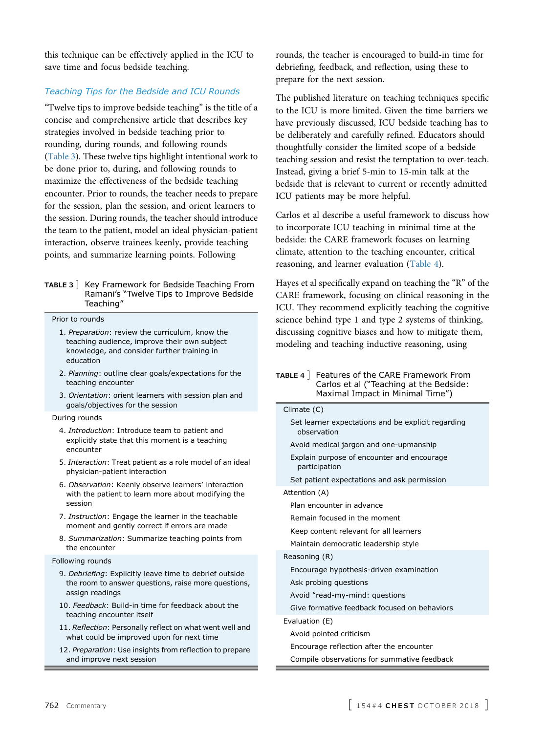this technique can be effectively applied in the ICU to save time and focus bedside teaching.

### *Teaching Tips for the Bedside and ICU Rounds*

"Twelve tips to improve bedside teaching" is the title of a concise and comprehensive article that describes key strategies involved in bedside teaching prior to rounding, during rounds, and following rounds (Table 3). These twelve tips highlight intentional work to be done prior to, during, and following rounds to maximize the effectiveness of the bedside teaching encounter. Prior to rounds, the teacher needs to prepare for the session, plan the session, and orient learners to the session. During rounds, the teacher should introduce the team to the patient, model an ideal physician-patient interaction, observe trainees keenly, provide teaching points, and summarize learning points. Following rounds, the teacher is encouraged to build-in time for debriefing, feedback, and reflection, using these to prepare for the next session.

**TABLE 3** ] Key Framework for Bedside Teaching From Ramani's "Twelve Tips to Improve Bedside Teaching"

| |
|---|
| Prior to rounds |
| 1. *Preparation*: review the curriculum, know the teaching audience, improve their own subject knowledge, and consider further training in education |
| 2. *Planning*: outline clear goals/expectations for the teaching encounter |
| 3. *Orientation*: orient learners with session plan and goals/objectives for the session |
| During rounds |
| 4. *Introduction*: Introduce team to patient and explicitly state that this moment is a teaching encounter |
| 5. *Interaction*: Treat patient as a role model of an ideal physician-patient interaction |
| 6. *Observation*: Keenly observe learners' interaction with the patient to learn more about modifying the session |
| 7. *Instruction*: Engage the learner in the teachable moment and gently correct if errors are made |
| 8. *Summarization*: Summarize teaching points from the encounter |
| Following rounds |
| 9. *Debriefing*: Explicitly leave time to debrief outside the room to answer questions, raise more questions, assign readings |
| 10. *Feedback*: Build-in time for feedback about the teaching encounter itself |
| 11. *Reflection*: Personally reflect on what went well and what could be improved upon for next time |
| 12. *Preparation*: Use insights from reflection to prepare and improve next session |

The published literature on teaching techniques specific to the ICU is more limited. Given the time barriers we have previously discussed, ICU bedside teaching has to be deliberately and carefully refined. Educators should thoughtfully consider the limited scope of a bedside teaching session and resist the temptation to over-teach. Instead, giving a brief 5-min to 15-min talk at the bedside that is relevant to current or recently admitted ICU patients may be more helpful.

Carlos et al describe a useful framework to discuss how to incorporate ICU teaching in minimal time at the bedside: the CARE framework focuses on learning climate, attention to the teaching encounter, critical reasoning, and learner evaluation (Table 4).

Hayes et al specifically expand on teaching the "R" of the CARE framework, focusing on clinical reasoning in the ICU. They recommend explicitly teaching the cognitive science behind type 1 and type 2 systems of thinking, discussing cognitive biases and how to mitigate them, modeling and teaching inductive reasoning, using

**TABLE 4** ] Features of the CARE Framework From Carlos et al ("Teaching at the Bedside: Maximal Impact in Minimal Time")

| |
|---|
| Climate (C) |
| Set learner expectations and be explicit regarding observation |
| Avoid medical jargon and one-upmanship |
| Explain purpose of encounter and encourage participation |
| Set patient expectations and ask permission |
| Attention (A) |
| Plan encounter in advance |
| Remain focused in the moment |
| Keep content relevant for all learners |
| Maintain democratic leadership style |
| Reasoning (R) |
| Encourage hypothesis-driven examination |
| Ask probing questions |
| Avoid "read-my-mind: questions |
| Give formative feedback focused on behaviors |
| Evaluation (E) |
| Avoid pointed criticism |
| Encourage reflection after the encounter |
| Compile observations for summative feedback |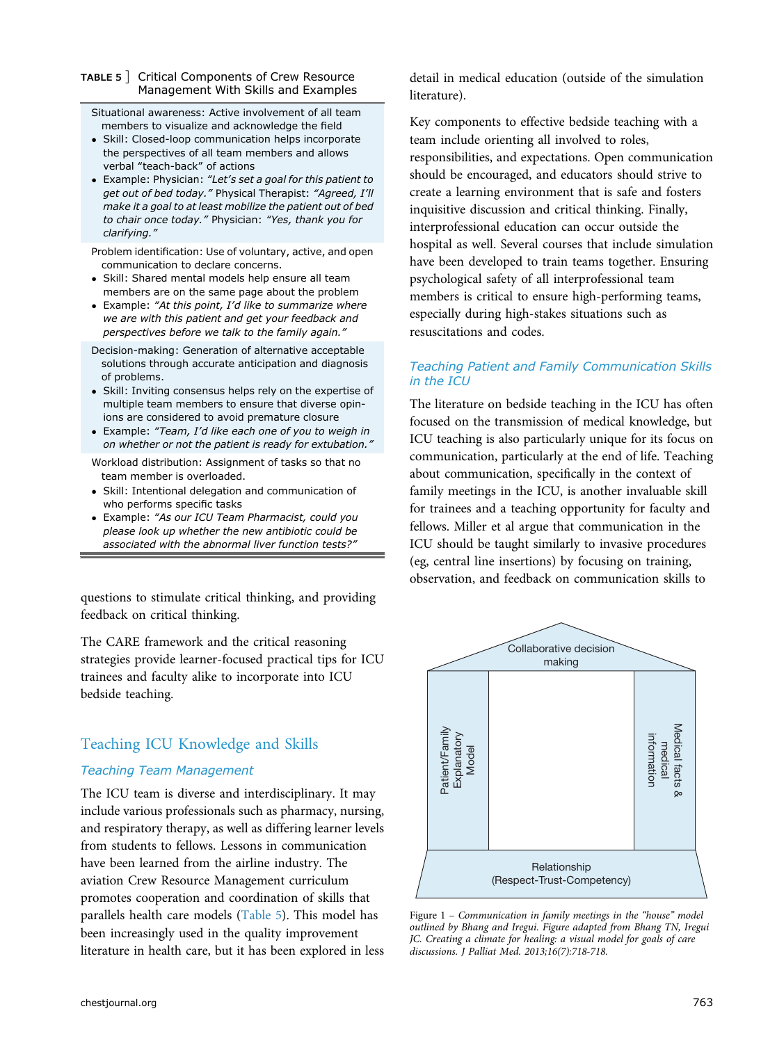**TABLE 5 ] Critical Components of Crew Resource Management With Skills and Examples**

Situational awareness: Active involvement of all team members to visualize and acknowledge the field

- Skill: Closed-loop communication helps incorporate the perspectives of all team members and allows verbal "teach-back" of actions
- Example: Physician: *"Let's set a goal for this patient to get out of bed today."* Physical Therapist: *"Agreed, I'll make it a goal to at least mobilize the patient out of bed to chair once today."* Physician: *"Yes, thank you for clarifying."*

Problem identification: Use of voluntary, active, and open communication to declare concerns.

- Skill: Shared mental models help ensure all team members are on the same page about the problem
- Example: *"At this point, I'd like to summarize where we are with this patient and get your feedback and perspectives before we talk to the family again."*

Decision-making: Generation of alternative acceptable solutions through accurate anticipation and diagnosis of problems.

- Skill: Inviting consensus helps rely on the expertise of multiple team members to ensure that diverse opinions are considered to avoid premature closure
- Example: *"Team, I'd like each one of you to weigh in on whether or not the patient is ready for extubation."*

Workload distribution: Assignment of tasks so that no team member is overloaded.

- Skill: Intentional delegation and communication of who performs specific tasks
- Example: *"As our ICU Team Pharmacist, could you please look up whether the new antibiotic could be associated with the abnormal liver function tests?"*

questions to stimulate critical thinking, and providing feedback on critical thinking.

The CARE framework and the critical reasoning strategies provide learner-focused practical tips for ICU trainees and faculty alike to incorporate into ICU bedside teaching.

## Teaching ICU Knowledge and Skills

### Teaching Team Management

The ICU team is diverse and interdisciplinary. It may include various professionals such as pharmacy, nursing, and respiratory therapy, as well as differing learner levels from students to fellows. Lessons in communication have been learned from the airline industry. The aviation Crew Resource Management curriculum promotes cooperation and coordination of skills that parallels health care models (Table 5). This model has been increasingly used in the quality improvement literature in health care, but it has been explored in less detail in medical education (outside of the simulation literature).

Key components to effective bedside teaching with a team include orienting all involved to roles, responsibilities, and expectations. Open communication should be encouraged, and educators should strive to create a learning environment that is safe and fosters inquisitive discussion and critical thinking. Finally, interprofessional education can occur outside the hospital as well. Several courses that include simulation have been developed to train teams together. Ensuring psychological safety of all interprofessional team members is critical to ensure high-performing teams, especially during high-stakes situations such as resuscitations and codes.

### Teaching Patient and Family Communication Skills in the ICU

The literature on bedside teaching in the ICU has often focused on the transmission of medical knowledge, but ICU teaching is also particularly unique for its focus on communication, particularly at the end of life. Teaching about communication, specifically in the context of family meetings in the ICU, is another invaluable skill for trainees and a teaching opportunity for faculty and fellows. Miller et al argue that communication in the ICU should be taught similarly to invasive procedures (eg, central line insertions) by focusing on training, observation, and feedback on communication skills to

Collaborative decision making

Patient/Family Explanatory Model

Medical facts & medical information

Relationship (Respect-Trust-Competency)

Figure 1 – *Communication in family meetings in the "house" model outlined by Bhang and Iregui. Figure adapted from Bhang TN, Iregui JC. Creating a climate for healing: a visual model for goals of care discussions. J Palliat Med. 2013;16(7):718-718.*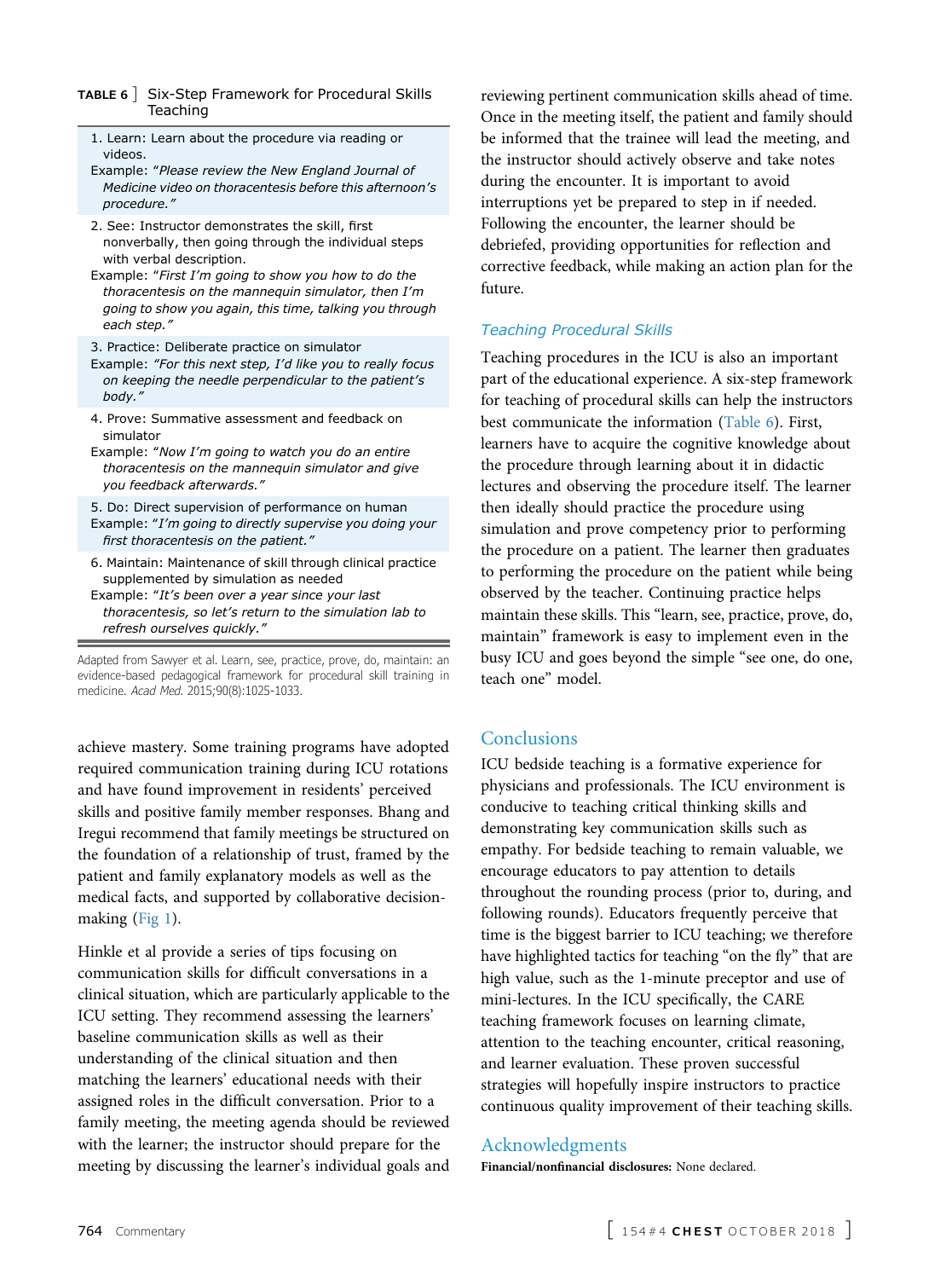**TABLE 6 ]** Six-Step Framework for Procedural Skills Teaching

| |
|---|
| 1. Learn: Learn about the procedure via reading or videos. Example: "*Please review the New England Journal of Medicine video on thoracentesis before this afternoon's procedure.*" |
| 2. See: Instructor demonstrates the skill, first nonverbally, then going through the individual steps with verbal description. Example: "*First I'm going to show you how to do the thoracentesis on the mannequin simulator, then I'm going to show you again, this time, talking you through each step.*" |
| 3. Practice: Deliberate practice on simulator Example: *"For this next step, I'd like you to really focus on keeping the needle perpendicular to the patient's body."* |
| 4. Prove: Summative assessment and feedback on simulator Example: "*Now I'm going to watch you do an entire thoracentesis on the mannequin simulator and give you feedback afterwards.*" |
| 5. Do: Direct supervision of performance on human Example: "*I'm going to directly supervise you doing your first thoracentesis on the patient.*" |
| 6. Maintain: Maintenance of skill through clinical practice supplemented by simulation as needed Example: "*It's been over a year since your last thoracentesis, so let's return to the simulation lab to refresh ourselves quickly.*" |

Adapted from Sawyer et al. Learn, see, practice, prove, do, maintain: an evidence-based pedagogical framework for procedural skill training in medicine. *Acad Med*. 2015;90(8):1025-1033.

achieve mastery. Some training programs have adopted required communication training during ICU rotations and have found improvement in residents' perceived skills and positive family member responses. Bhang and Iregui recommend that family meetings be structured on the foundation of a relationship of trust, framed by the patient and family explanatory models as well as the medical facts, and supported by collaborative decision-making (Fig 1).

Hinkle et al provide a series of tips focusing on communication skills for difficult conversations in a clinical situation, which are particularly applicable to the ICU setting. They recommend assessing the learners' baseline communication skills as well as their understanding of the clinical situation and then matching the learners' educational needs with their assigned roles in the difficult conversation. Prior to a family meeting, the meeting agenda should be reviewed with the learner; the instructor should prepare for the meeting by discussing the learner's individual goals and reviewing pertinent communication skills ahead of time. Once in the meeting itself, the patient and family should be informed that the trainee will lead the meeting, and the instructor should actively observe and take notes during the encounter. It is important to avoid interruptions yet be prepared to step in if needed. Following the encounter, the learner should be debriefed, providing opportunities for reflection and corrective feedback, while making an action plan for the future.

### Teaching Procedural Skills

Teaching procedures in the ICU is also an important part of the educational experience. A six-step framework for teaching of procedural skills can help the instructors best communicate the information (Table 6). First, learners have to acquire the cognitive knowledge about the procedure through learning about it in didactic lectures and observing the procedure itself. The learner then ideally should practice the procedure using simulation and prove competency prior to performing the procedure on a patient. The learner then graduates to performing the procedure on the patient while being observed by the teacher. Continuing practice helps maintain these skills. This "learn, see, practice, prove, do, maintain" framework is easy to implement even in the busy ICU and goes beyond the simple "see one, do one, teach one" model.

## Conclusions

ICU bedside teaching is a formative experience for physicians and professionals. The ICU environment is conducive to teaching critical thinking skills and demonstrating key communication skills such as empathy. For bedside teaching to remain valuable, we encourage educators to pay attention to details throughout the rounding process (prior to, during, and following rounds). Educators frequently perceive that time is the biggest barrier to ICU teaching; we therefore have highlighted tactics for teaching "on the fly" that are high value, such as the 1-minute preceptor and use of mini-lectures. In the ICU specifically, the CARE teaching framework focuses on learning climate, attention to the teaching encounter, critical reasoning, and learner evaluation. These proven successful strategies will hopefully inspire instructors to practice continuous quality improvement of their teaching skills.

## Acknowledgments

**Financial/nonfinancial disclosures:** None declared.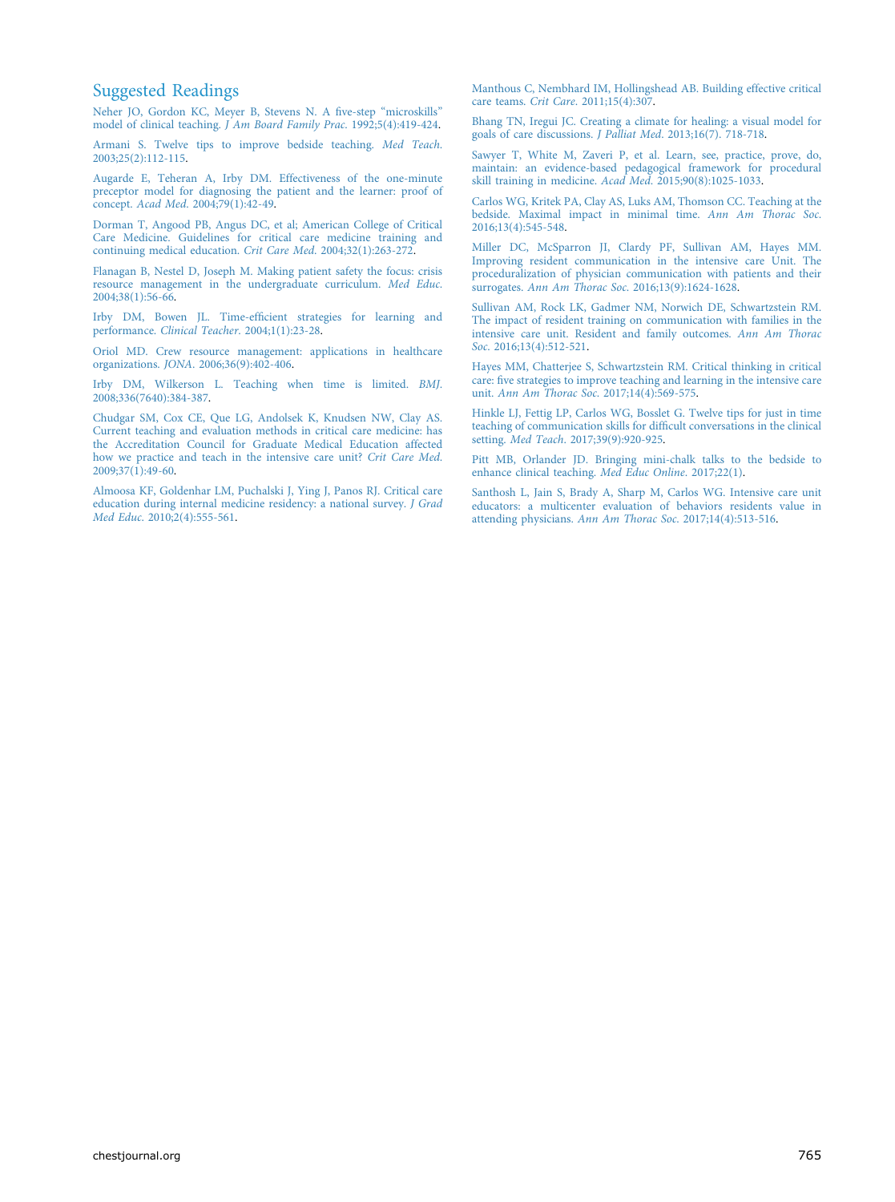## Suggested Readings

Neher JO, Gordon KC, Meyer B, Stevens N. A five-step "microskills" model of clinical teaching. *J Am Board Family Prac*. 1992;5(4):419-424.

Armani S. Twelve tips to improve bedside teaching. *Med Teach*. 2003;25(2):112-115.

Augarde E, Teheran A, Irby DM. Effectiveness of the one-minute preceptor model for diagnosing the patient and the learner: proof of concept. *Acad Med*. 2004;79(1):42-49.

Dorman T, Angood PB, Angus DC, et al; American College of Critical Care Medicine. Guidelines for critical care medicine training and continuing medical education. *Crit Care Med*. 2004;32(1):263-272.

Flanagan B, Nestel D, Joseph M. Making patient safety the focus: crisis resource management in the undergraduate curriculum. *Med Educ*. 2004;38(1):56-66.

Irby DM, Bowen JL. Time-efficient strategies for learning and performance. *Clinical Teacher*. 2004;1(1):23-28.

Oriol MD. Crew resource management: applications in healthcare organizations. *JONA*. 2006;36(9):402-406.

Irby DM, Wilkerson L. Teaching when time is limited. *BMJ*. 2008;336(7640):384-387.

Chudgar SM, Cox CE, Que LG, Andolsek K, Knudsen NW, Clay AS. Current teaching and evaluation methods in critical care medicine: has the Accreditation Council for Graduate Medical Education affected how we practice and teach in the intensive care unit? *Crit Care Med*. 2009;37(1):49-60.

Almoosa KF, Goldenhar LM, Puchalski J, Ying J, Panos RJ. Critical care education during internal medicine residency: a national survey. *J Grad Med Educ*. 2010;2(4):555-561.

Manthous C, Nembhard IM, Hollingshead AB. Building effective critical care teams. *Crit Care*. 2011;15(4):307.

Bhang TN, Iregui JC. Creating a climate for healing: a visual model for goals of care discussions. *J Palliat Med*. 2013;16(7). 718-718.

Sawyer T, White M, Zaveri P, et al. Learn, see, practice, prove, do, maintain: an evidence-based pedagogical framework for procedural skill training in medicine. *Acad Med*. 2015;90(8):1025-1033.

Carlos WG, Kritek PA, Clay AS, Luks AM, Thomson CC. Teaching at the bedside. Maximal impact in minimal time. *Ann Am Thorac Soc*. 2016;13(4):545-548.

Miller DC, McSparron JI, Clardy PF, Sullivan AM, Hayes MM. Improving resident communication in the intensive care Unit. The proceduralization of physician communication with patients and their surrogates. *Ann Am Thorac Soc*. 2016;13(9):1624-1628.

Sullivan AM, Rock LK, Gadmer NM, Norwich DE, Schwartzstein RM. The impact of resident training on communication with families in the intensive care unit. Resident and family outcomes. *Ann Am Thorac Soc*. 2016;13(4):512-521.

Hayes MM, Chatterjee S, Schwartzstein RM. Critical thinking in critical care: five strategies to improve teaching and learning in the intensive care unit. *Ann Am Thorac Soc*. 2017;14(4):569-575.

Hinkle LJ, Fettig LP, Carlos WG, Bosslet G. Twelve tips for just in time teaching of communication skills for difficult conversations in the clinical setting. *Med Teach*. 2017;39(9):920-925.

Pitt MB, Orlander JD. Bringing mini-chalk talks to the bedside to enhance clinical teaching. *Med Educ Online*. 2017;22(1).

Santhosh L, Jain S, Brady A, Sharp M, Carlos WG. Intensive care unit educators: a multicenter evaluation of behaviors residents value in attending physicians. *Ann Am Thorac Soc*. 2017;14(4):513-516.